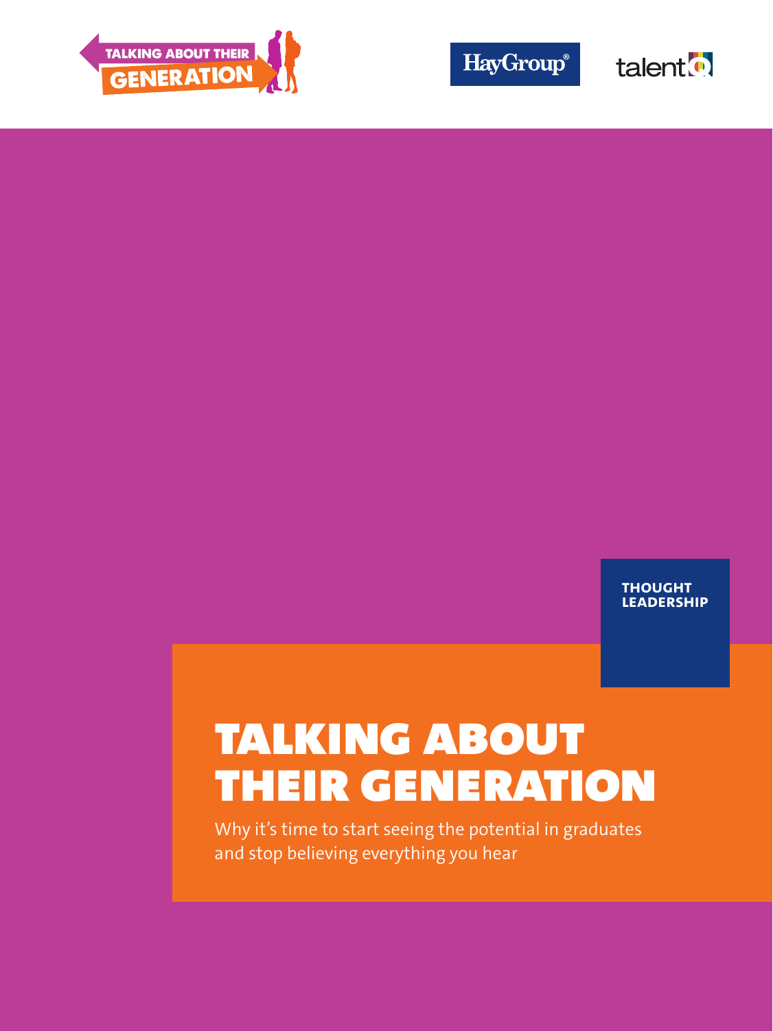TALKING ABOUT THEIR GENERATION

HayGroup®

talentQ

**THOUGHT LEADERSHIP**

# TALKING ABOUT THEIR GENERATION

Why it's time to start seeing the potential in graduates and stop believing everything you hear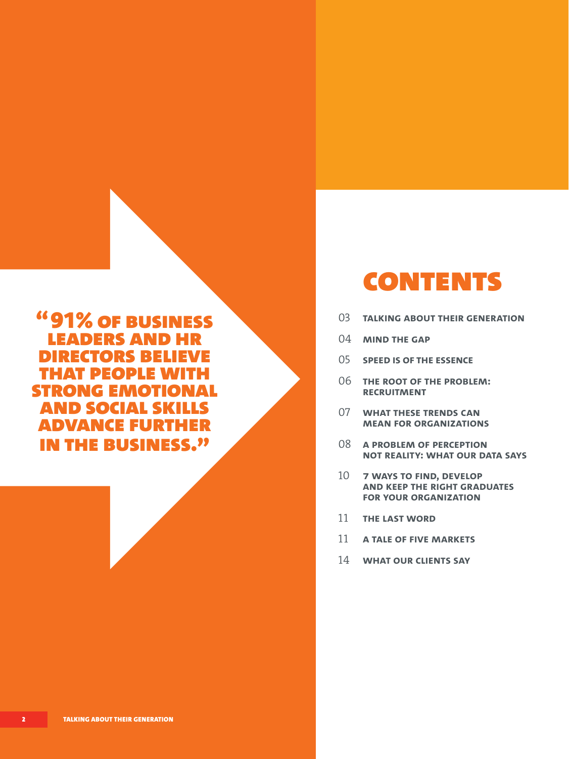"91% OF BUSINESS LEADERS AND HR DIRECTORS BELIEVE THAT PEOPLE WITH STRONG EMOTIONAL AND SOCIAL SKILLS ADVANCE FURTHER IN THE BUSINESS."

# CONTENTS

- 03 **TALKING ABOUT THEIR GENERATION**
- 04 **MIND THE GAP**
- 05 **SPEED IS OF THE ESSENCE**
- 06 **THE ROOT OF THE PROBLEM: RECRUITMENT**
- 07 **WHAT THESE TRENDS CAN MEAN FOR ORGANIZATIONS**
- 08 **A PROBLEM OF PERCEPTION NOT REALITY: WHAT OUR DATA SAYS**
- 10 **7 WAYS TO FIND, DEVELOP AND KEEP THE RIGHT GRADUATES FOR YOUR ORGANIZATION**
- 11 **THE LAST WORD**
- 11 **A TALE OF FIVE MARKETS**
- 14 **WHAT OUR CLIENTS SAY**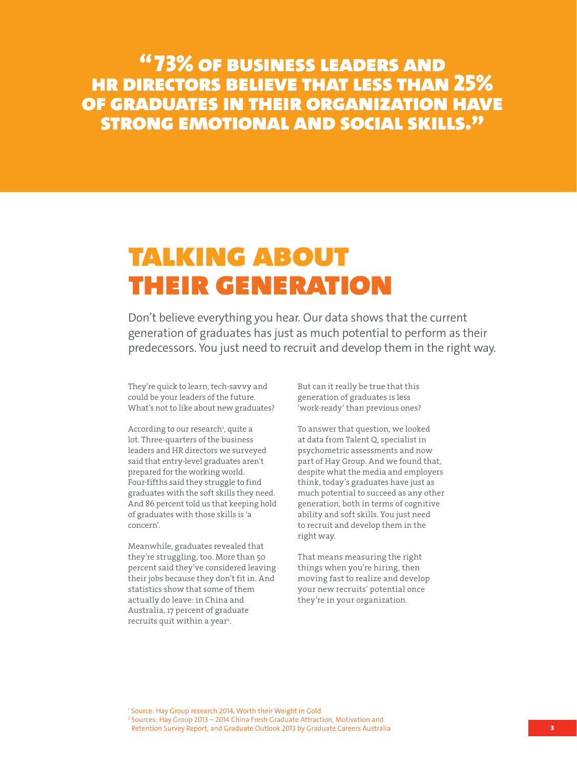**"73% OF BUSINESS LEADERS AND HR DIRECTORS BELIEVE THAT LESS THAN 25% OF GRADUATES IN THEIR ORGANIZATION HAVE STRONG EMOTIONAL AND SOCIAL SKILLS."**

# TALKING ABOUT THEIR GENERATION

Don't believe everything you hear. Our data shows that the current generation of graduates has just as much potential to perform as their predecessors. You just need to recruit and develop them in the right way.

They're quick to learn, tech-savvy and could be your leaders of the future. What's not to like about new graduates?

According to our research[1], quite a lot. Three-quarters of the business leaders and HR directors we surveyed said that entry-level graduates aren't prepared for the working world. Four-fifths said they struggle to find graduates with the soft skills they need. And 86 percent told us that keeping hold of graduates with those skills is 'a concern'.

Meanwhile, graduates revealed that they're struggling, too. More than 50 percent said they've considered leaving their jobs because they don't fit in. And statistics show that some of them actually do leave: in China and Australia, 17 percent of graduate recruits quit within a year[2].

But can it really be true that this generation of graduates is less 'work-ready' than previous ones?

To answer that question, we looked at data from Talent Q, specialist in psychometric assessments and now part of Hay Group. And we found that, despite what the media and employers think, today's graduates have just as much potential to succeed as any other generation, both in terms of cognitive ability and soft skills. You just need to recruit and develop them in the right way.

That means measuring the right things when you're hiring, then moving fast to realize and develop your new recruits' potential once they're in your organization.

[1] Source: Hay Group research 2014, Worth their Weight in Gold

[2] Sources: Hay Group 2013 – 2014 China Fresh Graduate Attraction, Motivation and Retention Survey Report, and Graduate Outlook 2013 by Graduate Careers Australia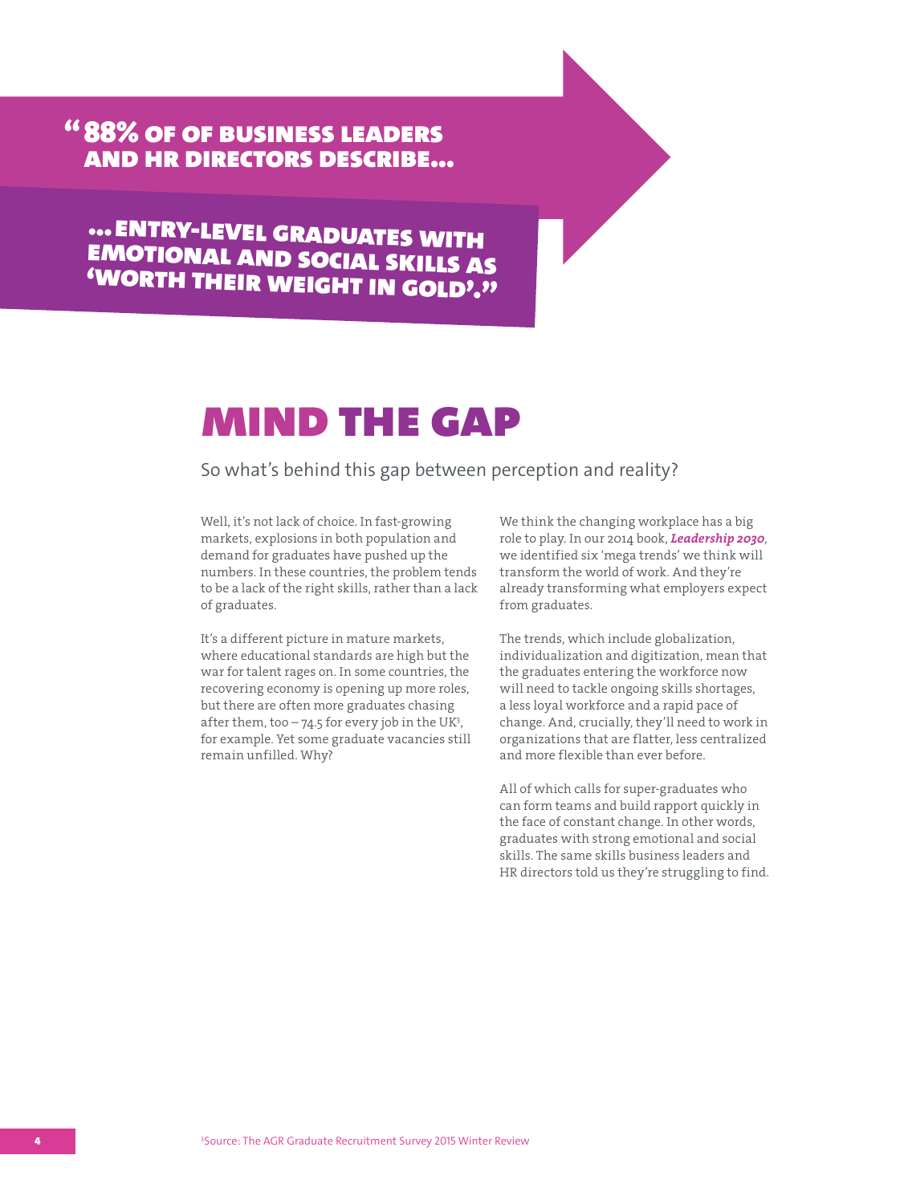> **"88% OF OF BUSINESS LEADERS AND HR DIRECTORS DESCRIBE…**
>
> **…ENTRY-LEVEL GRADUATES WITH EMOTIONAL AND SOCIAL SKILLS AS 'WORTH THEIR WEIGHT IN GOLD'."**

# MIND THE GAP

So what's behind this gap between perception and reality?

Well, it's not lack of choice. In fast-growing markets, explosions in both population and demand for graduates have pushed up the numbers. In these countries, the problem tends to be a lack of the right skills, rather than a lack of graduates.

It's a different picture in mature markets, where educational standards are high but the war for talent rages on. In some countries, the recovering economy is opening up more roles, but there are often more graduates chasing after them, too – 74.5 for every job in the UK[3], for example. Yet some graduate vacancies still remain unfilled. Why?

We think the changing workplace has a big role to play. In our 2014 book, ***Leadership 2030***, we identified six 'mega trends' we think will transform the world of work. And they're already transforming what employers expect from graduates.

The trends, which include globalization, individualization and digitization, mean that the graduates entering the workforce now will need to tackle ongoing skills shortages, a less loyal workforce and a rapid pace of change. And, crucially, they'll need to work in organizations that are flatter, less centralized and more flexible than ever before.

All of which calls for super-graduates who can form teams and build rapport quickly in the face of constant change. In other words, graduates with strong emotional and social skills. The same skills business leaders and HR directors told us they're struggling to find.

[3]Source: The AGR Graduate Recruitment Survey 2015 Winter Review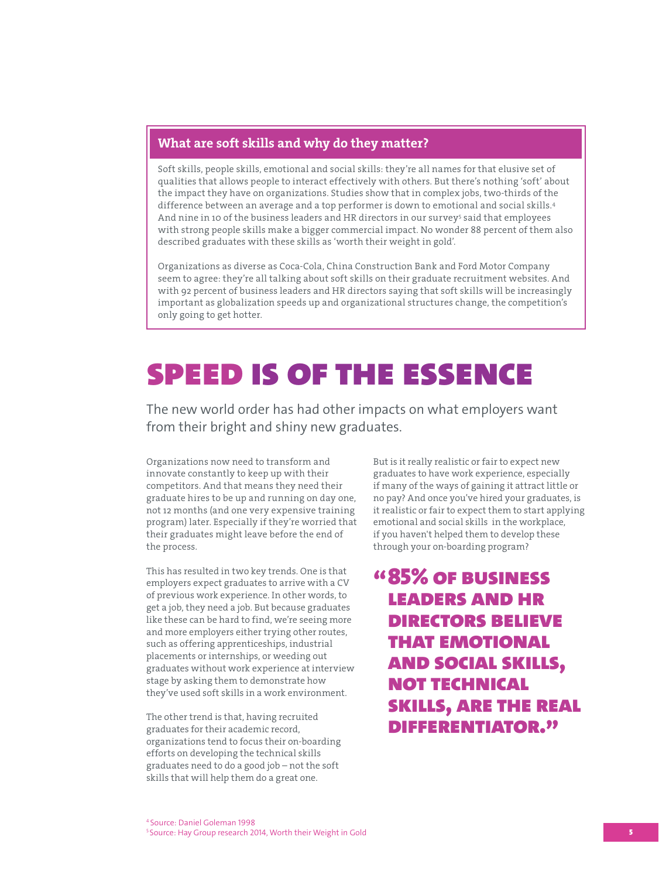### What are soft skills and why do they matter?

Soft skills, people skills, emotional and social skills: they're all names for that elusive set of qualities that allows people to interact effectively with others. But there's nothing 'soft' about the impact they have on organizations. Studies show that in complex jobs, two-thirds of the difference between an average and a top performer is down to emotional and social skills.[4] And nine in 10 of the business leaders and HR directors in our survey[5] said that employees with strong people skills make a bigger commercial impact. No wonder 88 percent of them also described graduates with these skills as 'worth their weight in gold'.

Organizations as diverse as Coca-Cola, China Construction Bank and Ford Motor Company seem to agree: they're all talking about soft skills on their graduate recruitment websites. And with 92 percent of business leaders and HR directors saying that soft skills will be increasingly important as globalization speeds up and organizational structures change, the competition's only going to get hotter.

# SPEED IS OF THE ESSENCE

The new world order has had other impacts on what employers want from their bright and shiny new graduates.

Organizations now need to transform and innovate constantly to keep up with their competitors. And that means they need their graduate hires to be up and running on day one, not 12 months (and one very expensive training program) later. Especially if they're worried that their graduates might leave before the end of the process.

This has resulted in two key trends. One is that employers expect graduates to arrive with a CV of previous work experience. In other words, to get a job, they need a job. But because graduates like these can be hard to find, we're seeing more and more employers either trying other routes, such as offering apprenticeships, industrial placements or internships, or weeding out graduates without work experience at interview stage by asking them to demonstrate how they've used soft skills in a work environment.

The other trend is that, having recruited graduates for their academic record, organizations tend to focus their on-boarding efforts on developing the technical skills graduates need to do a good job – not the soft skills that will help them do a great one.

But is it really realistic or fair to expect new graduates to have work experience, especially if many of the ways of gaining it attract little or no pay? And once you've hired your graduates, is it realistic or fair to expect them to start applying emotional and social skills in the workplace, if you haven't helped them to develop these through your on-boarding program?

> **"85% OF BUSINESS LEADERS AND HR DIRECTORS BELIEVE THAT EMOTIONAL AND SOCIAL SKILLS, NOT TECHNICAL SKILLS, ARE THE REAL DIFFERENTIATOR."**

[4] Source: Daniel Goleman 1998
[5] Source: Hay Group research 2014, Worth their Weight in Gold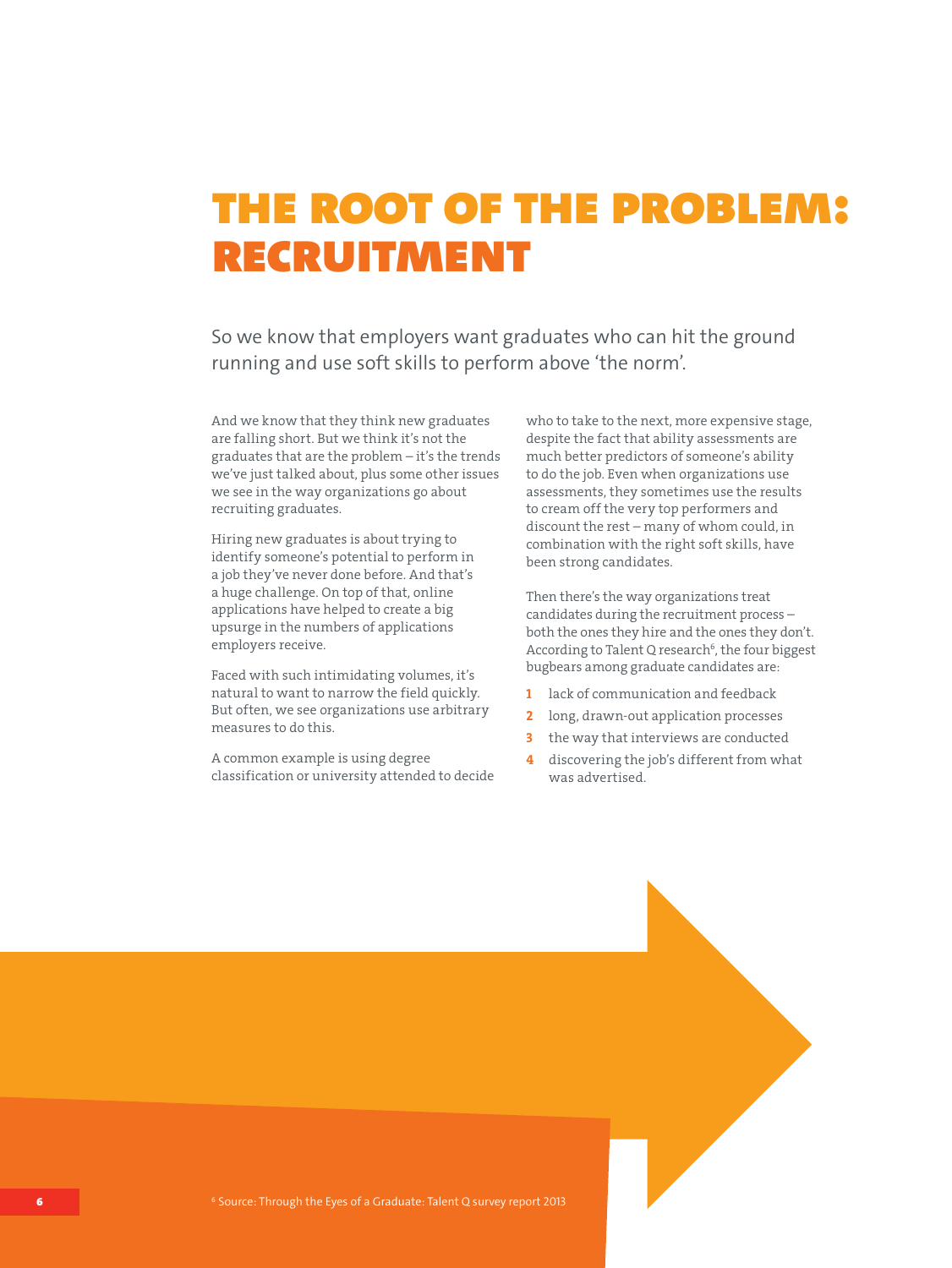# THE ROOT OF THE PROBLEM: RECRUITMENT

So we know that employers want graduates who can hit the ground running and use soft skills to perform above 'the norm'.

And we know that they think new graduates are falling short. But we think it's not the graduates that are the problem – it's the trends we've just talked about, plus some other issues we see in the way organizations go about recruiting graduates.

Hiring new graduates is about trying to identify someone's potential to perform in a job they've never done before. And that's a huge challenge. On top of that, online applications have helped to create a big upsurge in the numbers of applications employers receive.

Faced with such intimidating volumes, it's natural to want to narrow the field quickly. But often, we see organizations use arbitrary measures to do this.

A common example is using degree classification or university attended to decide who to take to the next, more expensive stage, despite the fact that ability assessments are much better predictors of someone's ability to do the job. Even when organizations use assessments, they sometimes use the results to cream off the very top performers and discount the rest – many of whom could, in combination with the right soft skills, have been strong candidates.

Then there's the way organizations treat candidates during the recruitment process – both the ones they hire and the ones they don't. According to Talent Q research[6], the four biggest bugbears among graduate candidates are:

1. lack of communication and feedback
2. long, drawn-out application processes
3. the way that interviews are conducted
4. discovering the job's different from what was advertised.

[6] Source: Through the Eyes of a Graduate: Talent Q survey report 2013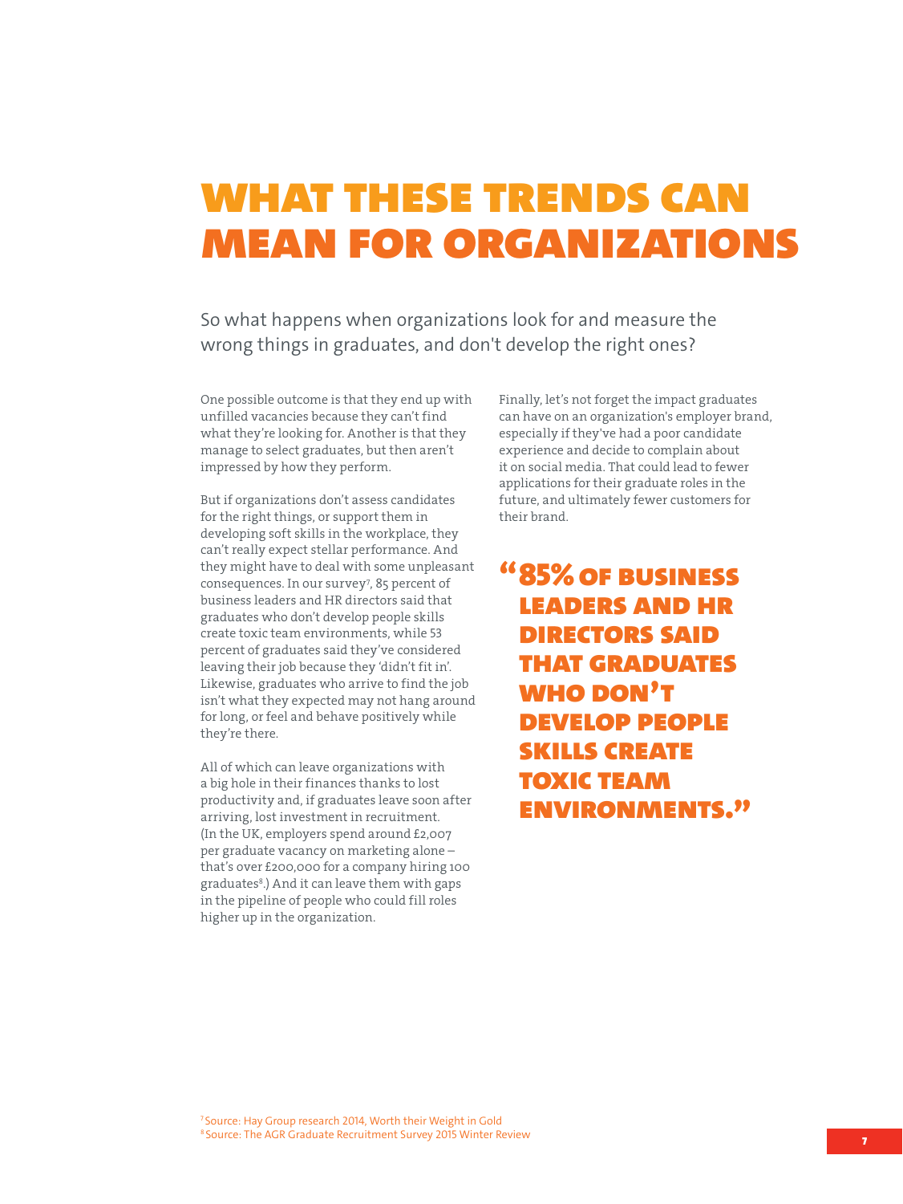# WHAT THESE TRENDS CAN MEAN FOR ORGANIZATIONS

So what happens when organizations look for and measure the wrong things in graduates, and don't develop the right ones?

One possible outcome is that they end up with unfilled vacancies because they can't find what they're looking for. Another is that they manage to select graduates, but then aren't impressed by how they perform.

But if organizations don't assess candidates for the right things, or support them in developing soft skills in the workplace, they can't really expect stellar performance. And they might have to deal with some unpleasant consequences. In our survey[7], 85 percent of business leaders and HR directors said that graduates who don't develop people skills create toxic team environments, while 53 percent of graduates said they've considered leaving their job because they 'didn't fit in'. Likewise, graduates who arrive to find the job isn't what they expected may not hang around for long, or feel and behave positively while they're there.

All of which can leave organizations with a big hole in their finances thanks to lost productivity and, if graduates leave soon after arriving, lost investment in recruitment. (In the UK, employers spend around £2,007 per graduate vacancy on marketing alone – that's over £200,000 for a company hiring 100 graduates[8].) And it can leave them with gaps in the pipeline of people who could fill roles higher up in the organization.

Finally, let's not forget the impact graduates can have on an organization's employer brand, especially if they've had a poor candidate experience and decide to complain about it on social media. That could lead to fewer applications for their graduate roles in the future, and ultimately fewer customers for their brand.

> **"85% OF BUSINESS LEADERS AND HR DIRECTORS SAID THAT GRADUATES WHO DON'T DEVELOP PEOPLE SKILLS CREATE TOXIC TEAM ENVIRONMENTS."**

[7] Source: Hay Group research 2014, Worth their Weight in Gold
[8] Source: The AGR Graduate Recruitment Survey 2015 Winter Review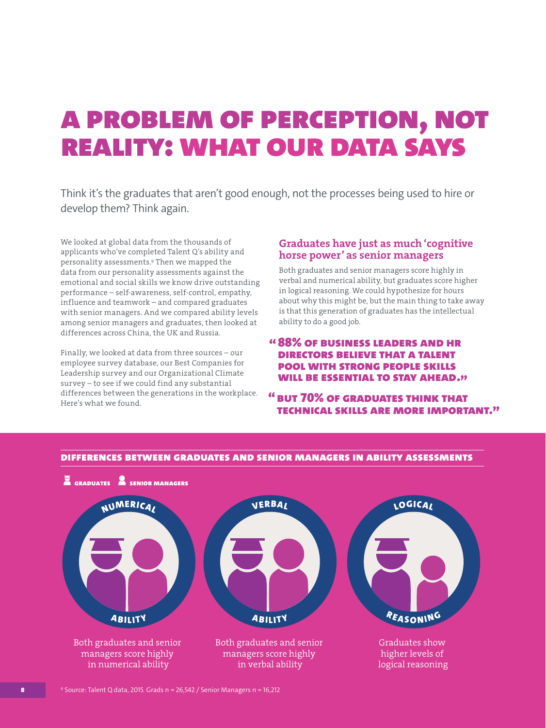# A PROBLEM OF PERCEPTION, NOT REALITY: WHAT OUR DATA SAYS

Think it's the graduates that aren't good enough, not the processes being used to hire or develop them? Think again.

We looked at global data from the thousands of applicants who've completed Talent Q's ability and personality assessments.[9] Then we mapped the data from our personality assessments against the emotional and social skills we know drive outstanding performance – self-awareness, self-control, empathy, influence and teamwork – and compared graduates with senior managers. And we compared ability levels among senior managers and graduates, then looked at differences across China, the UK and Russia.

Finally, we looked at data from three sources – our employee survey database, our Best Companies for Leadership survey and our Organizational Climate survey – to see if we could find any substantial differences between the generations in the workplace. Here's what we found.

### Graduates have just as much 'cognitive horse power' as senior managers

Both graduates and senior managers score highly in verbal and numerical ability, but graduates score higher in logical reasoning. We could hypothesize for hours about why this might be, but the main thing to take away is that this generation of graduates has the intellectual ability to do a good job.

**"88% OF BUSINESS LEADERS AND HR DIRECTORS BELIEVE THAT A TALENT POOL WITH STRONG PEOPLE SKILLS WILL BE ESSENTIAL TO STAY AHEAD."**

**"BUT 70% OF GRADUATES THINK THAT TECHNICAL SKILLS ARE MORE IMPORTANT."**

### DIFFERENCES BETWEEN GRADUATES AND SENIOR MANAGERS IN ABILITY ASSESSMENTS

GRADUATES | SENIOR MANAGERS

**NUMERICAL ABILITY**
Both graduates and senior managers score highly in numerical ability

**VERBAL ABILITY**
Both graduates and senior managers score highly in verbal ability

**LOGICAL REASONING**
Graduates show higher levels of logical reasoning

[9] Source: Talent Q data, 2015. Grads n = 26,542 / Senior Managers n = 16,212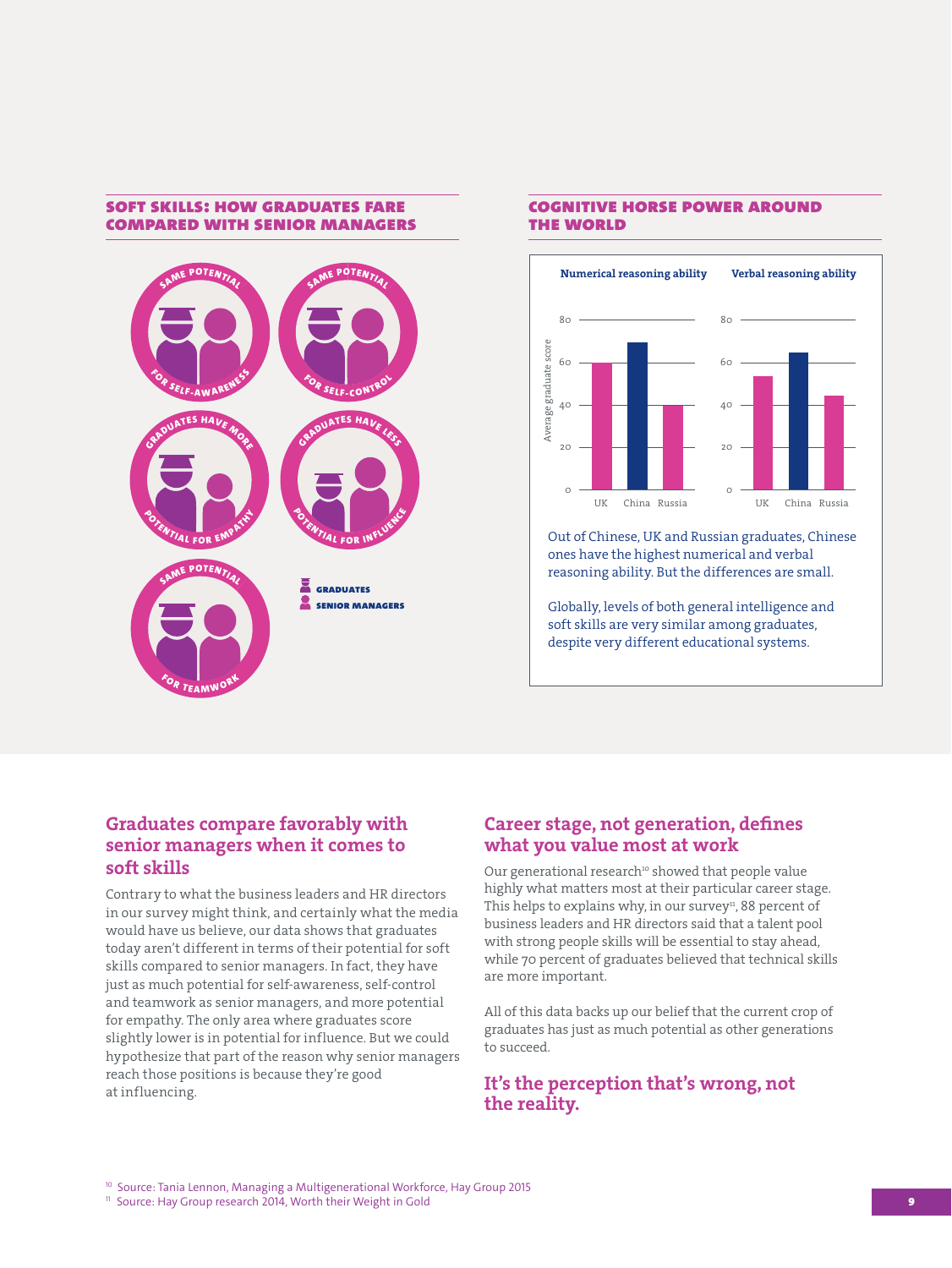## SOFT SKILLS: HOW GRADUATES FARE COMPARED WITH SENIOR MANAGERS

SAME POTENTIAL FOR SELF-AWARENESS

SAME POTENTIAL FOR SELF-CONTROL

GRADUATES HAVE MORE POTENTIAL FOR EMPATHY

GRADUATES HAVE LESS POTENTIAL FOR INFLUENCE

SAME POTENTIAL FOR TEAMWORK

GRADUATES

SENIOR MANAGERS

## COGNITIVE HORSE POWER AROUND THE WORLD

Numerical reasoning ability | Verbal reasoning ability

Average graduate score

| | Numerical reasoning ability | Verbal reasoning ability |
|---|---|---|
| UK | ~60 | ~54 |
| China | ~70 | ~65 |
| Russia | ~40 | ~44 |

Out of Chinese, UK and Russian graduates, Chinese ones have the highest numerical and verbal reasoning ability. But the differences are small.

Globally, levels of both general intelligence and soft skills are very similar among graduates, despite very different educational systems.

## Graduates compare favorably with senior managers when it comes to soft skills

Contrary to what the business leaders and HR directors in our survey might think, and certainly what the media would have us believe, our data shows that graduates today aren't different in terms of their potential for soft skills compared to senior managers. In fact, they have just as much potential for self-awareness, self-control and teamwork as senior managers, and more potential for empathy. The only area where graduates score slightly lower is in potential for influence. But we could hypothesize that part of the reason why senior managers reach those positions is because they're good at influencing.

## Career stage, not generation, defines what you value most at work

Our generational research[10] showed that people value highly what matters most at their particular career stage. This helps to explains why, in our survey[11], 88 percent of business leaders and HR directors said that a talent pool with strong people skills will be essential to stay ahead, while 70 percent of graduates believed that technical skills are more important.

All of this data backs up our belief that the current crop of graduates has just as much potential as other generations to succeed.

## It's the perception that's wrong, not the reality.

[10] Source: Tania Lennon, Managing a Multigenerational Workforce, Hay Group 2015

[11] Source: Hay Group research 2014, Worth their Weight in Gold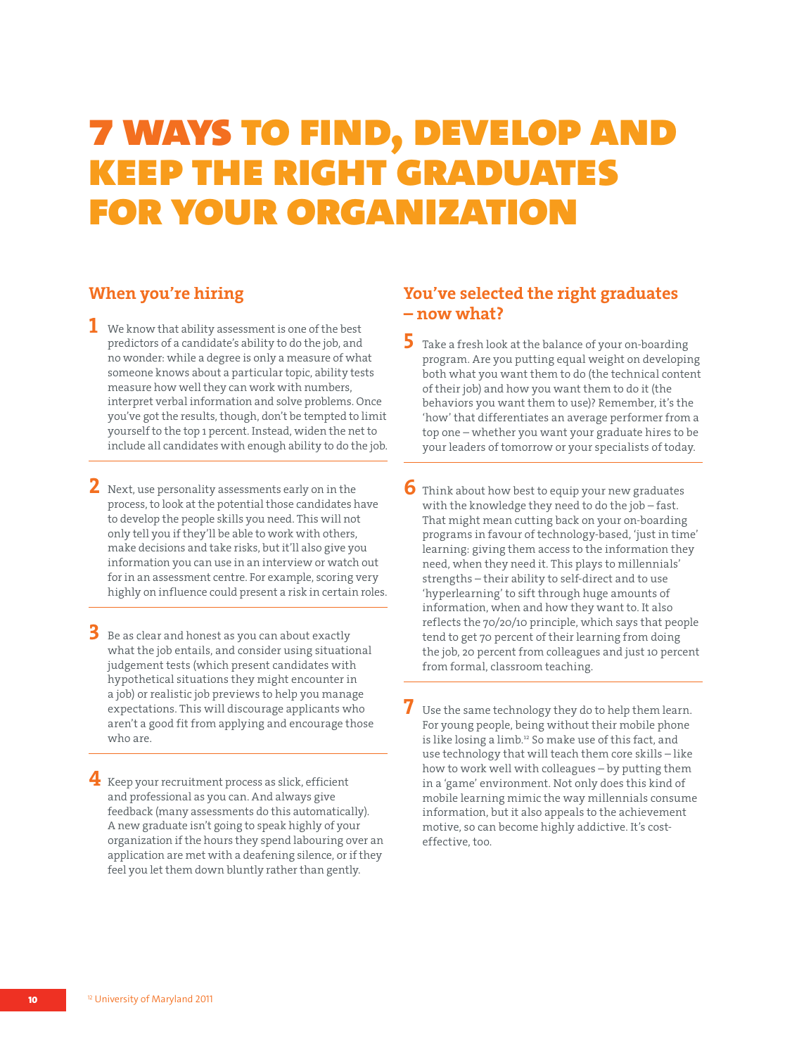# 7 WAYS TO FIND, DEVELOP AND KEEP THE RIGHT GRADUATES FOR YOUR ORGANIZATION

## When you're hiring

**1** We know that ability assessment is one of the best predictors of a candidate's ability to do the job, and no wonder: while a degree is only a measure of what someone knows about a particular topic, ability tests measure how well they can work with numbers, interpret verbal information and solve problems. Once you've got the results, though, don't be tempted to limit yourself to the top 1 percent. Instead, widen the net to include all candidates with enough ability to do the job.

**2** Next, use personality assessments early on in the process, to look at the potential those candidates have to develop the people skills you need. This will not only tell you if they'll be able to work with others, make decisions and take risks, but it'll also give you information you can use in an interview or watch out for in an assessment centre. For example, scoring very highly on influence could present a risk in certain roles.

**3** Be as clear and honest as you can about exactly what the job entails, and consider using situational judgement tests (which present candidates with hypothetical situations they might encounter in a job) or realistic job previews to help you manage expectations. This will discourage applicants who aren't a good fit from applying and encourage those who are.

**4** Keep your recruitment process as slick, efficient and professional as you can. And always give feedback (many assessments do this automatically). A new graduate isn't going to speak highly of your organization if the hours they spend labouring over an application are met with a deafening silence, or if they feel you let them down bluntly rather than gently.

## You've selected the right graduates – now what?

**5** Take a fresh look at the balance of your on-boarding program. Are you putting equal weight on developing both what you want them to do (the technical content of their job) and how you want them to do it (the behaviors you want them to use)? Remember, it's the 'how' that differentiates an average performer from a top one – whether you want your graduate hires to be your leaders of tomorrow or your specialists of today.

**6** Think about how best to equip your new graduates with the knowledge they need to do the job – fast. That might mean cutting back on your on-boarding programs in favour of technology-based, 'just in time' learning: giving them access to the information they need, when they need it. This plays to millennials' strengths – their ability to self-direct and to use 'hyperlearning' to sift through huge amounts of information, when and how they want to. It also reflects the 70/20/10 principle, which says that people tend to get 70 percent of their learning from doing the job, 20 percent from colleagues and just 10 percent from formal, classroom teaching.

**7** Use the same technology they do to help them learn. For young people, being without their mobile phone is like losing a limb.[12] So make use of this fact, and use technology that will teach them core skills – like how to work well with colleagues – by putting them in a 'game' environment. Not only does this kind of mobile learning mimic the way millennials consume information, but it also appeals to the achievement motive, so can become highly addictive. It's cost-effective, too.

[12] University of Maryland 2011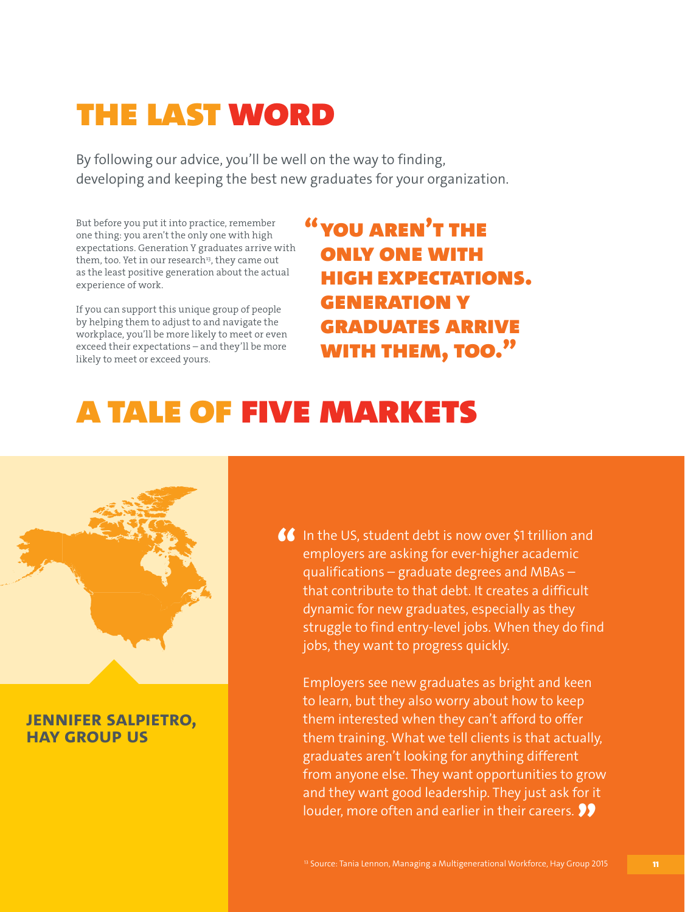# THE LAST WORD

By following our advice, you'll be well on the way to finding, developing and keeping the best new graduates for your organization.

But before you put it into practice, remember one thing: you aren't the only one with high expectations. Generation Y graduates arrive with them, too. Yet in our research[13], they came out as the least positive generation about the actual experience of work.

If you can support this unique group of people by helping them to adjust to and navigate the workplace, you'll be more likely to meet or even exceed their expectations – and they'll be more likely to meet or exceed yours.

> **"YOU AREN'T THE ONLY ONE WITH HIGH EXPECTATIONS. GENERATION Y GRADUATES ARRIVE WITH THEM, TOO."**

# A TALE OF FIVE MARKETS

**JENNIFER SALPIETRO, HAY GROUP US**

"In the US, student debt is now over $1 trillion and employers are asking for ever-higher academic qualifications – graduate degrees and MBAs – that contribute to that debt. It creates a difficult dynamic for new graduates, especially as they struggle to find entry-level jobs. When they do find jobs, they want to progress quickly.

Employers see new graduates as bright and keen to learn, but they also worry about how to keep them interested when they can't afford to offer them training. What we tell clients is that actually, graduates aren't looking for anything different from anyone else. They want opportunities to grow and they want good leadership. They just ask for it louder, more often and earlier in their careers."

[13] Source: Tania Lennon, Managing a Multigenerational Workforce, Hay Group 2015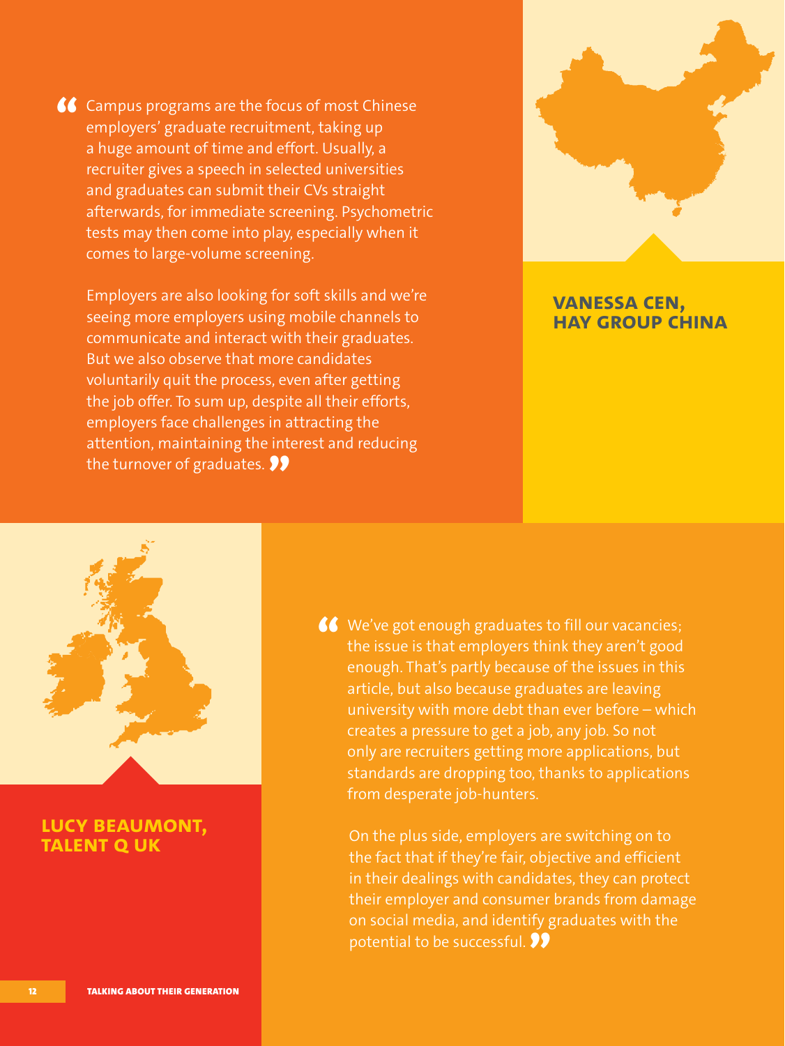"Campus programs are the focus of most Chinese employers' graduate recruitment, taking up a huge amount of time and effort. Usually, a recruiter gives a speech in selected universities and graduates can submit their CVs straight afterwards, for immediate screening. Psychometric tests may then come into play, especially when it comes to large-volume screening.

Employers are also looking for soft skills and we're seeing more employers using mobile channels to communicate and interact with their graduates. But we also observe that more candidates voluntarily quit the process, even after getting the job offer. To sum up, despite all their efforts, employers face challenges in attracting the attention, maintaining the interest and reducing the turnover of graduates."

**VANESSA CEN, HAY GROUP CHINA**

"We've got enough graduates to fill our vacancies; the issue is that employers think they aren't good enough. That's partly because of the issues in this article, but also because graduates are leaving university with more debt than ever before – which creates a pressure to get a job, any job. So not only are recruiters getting more applications, but standards are dropping too, thanks to applications from desperate job-hunters.

On the plus side, employers are switching on to the fact that if they're fair, objective and efficient in their dealings with candidates, they can protect their employer and consumer brands from damage on social media, and identify graduates with the potential to be successful."

**LUCY BEAUMONT, TALENT Q UK**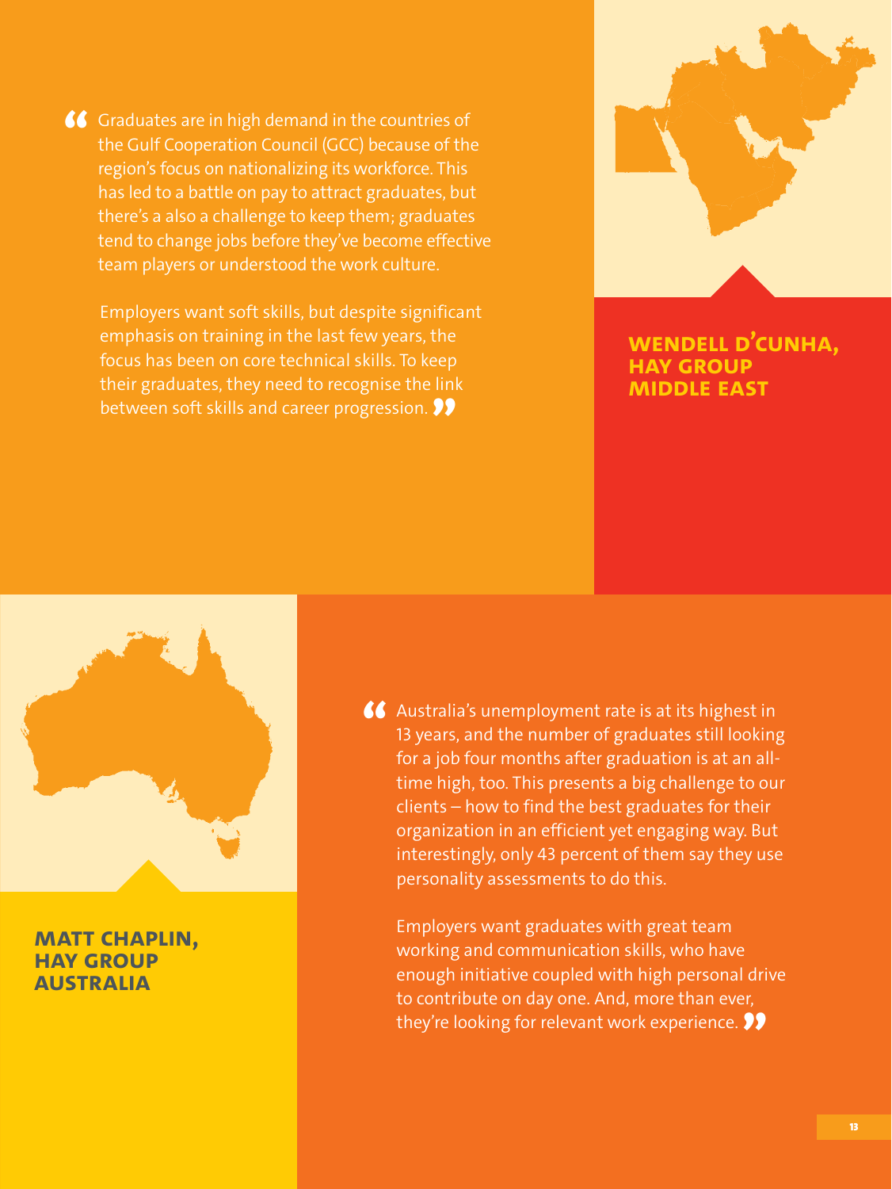"Graduates are in high demand in the countries of the Gulf Cooperation Council (GCC) because of the region's focus on nationalizing its workforce. This has led to a battle on pay to attract graduates, but there's a also a challenge to keep them; graduates tend to change jobs before they've become effective team players or understood the work culture.

Employers want soft skills, but despite significant emphasis on training in the last few years, the focus has been on core technical skills. To keep their graduates, they need to recognise the link between soft skills and career progression."

**WENDELL D'CUNHA, HAY GROUP MIDDLE EAST**

"Australia's unemployment rate is at its highest in 13 years, and the number of graduates still looking for a job four months after graduation is at an all-time high, too. This presents a big challenge to our clients – how to find the best graduates for their organization in an efficient yet engaging way. But interestingly, only 43 percent of them say they use personality assessments to do this.

Employers want graduates with great team working and communication skills, who have enough initiative coupled with high personal drive to contribute on day one. And, more than ever, they're looking for relevant work experience."

**MATT CHAPLIN, HAY GROUP AUSTRALIA**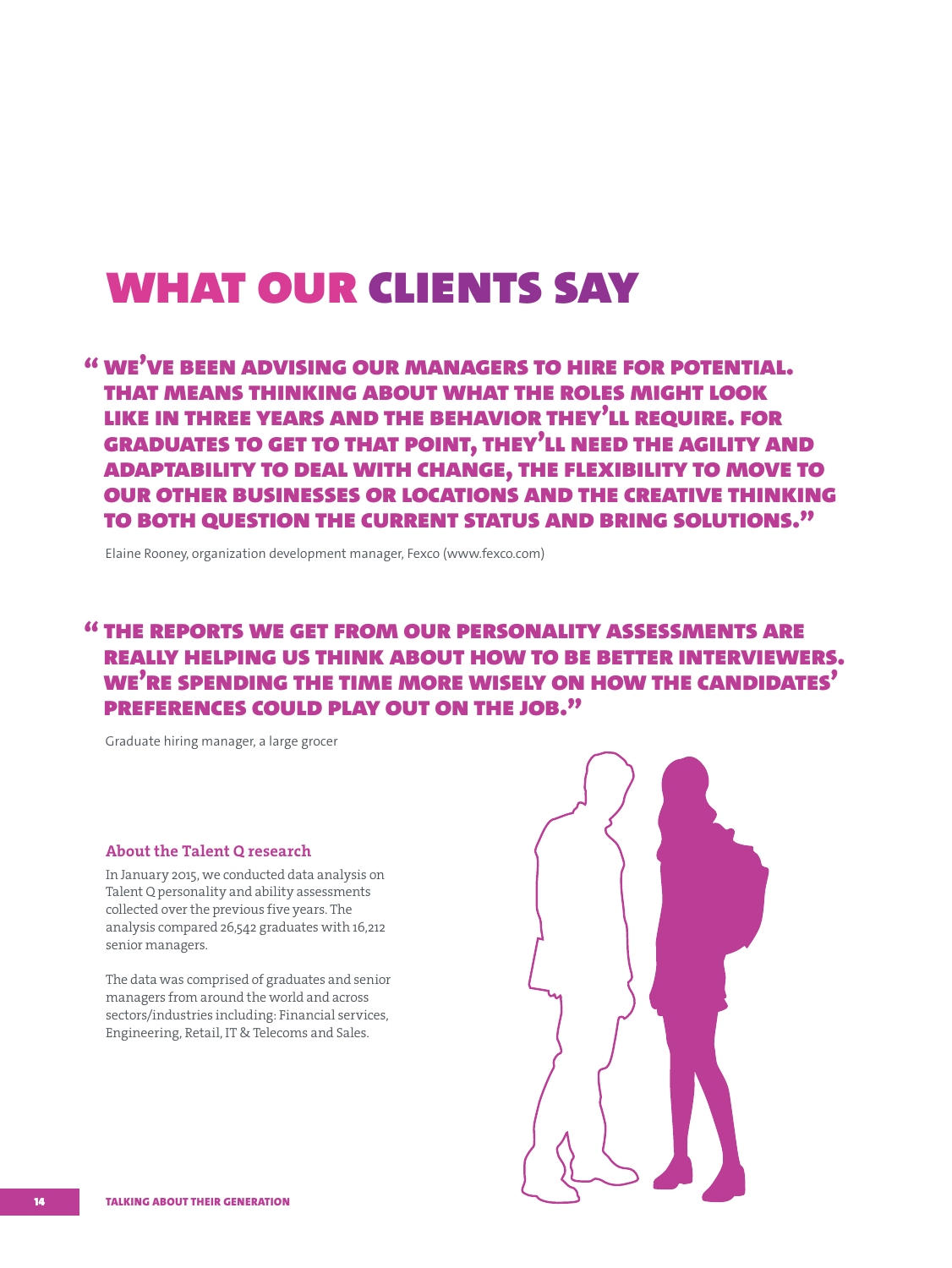# WHAT OUR CLIENTS SAY

**"WE'VE BEEN ADVISING OUR MANAGERS TO HIRE FOR POTENTIAL. THAT MEANS THINKING ABOUT WHAT THE ROLES MIGHT LOOK LIKE IN THREE YEARS AND THE BEHAVIOR THEY'LL REQUIRE. FOR GRADUATES TO GET TO THAT POINT, THEY'LL NEED THE AGILITY AND ADAPTABILITY TO DEAL WITH CHANGE, THE FLEXIBILITY TO MOVE TO OUR OTHER BUSINESSES OR LOCATIONS AND THE CREATIVE THINKING TO BOTH QUESTION THE CURRENT STATUS AND BRING SOLUTIONS."**

Elaine Rooney, organization development manager, Fexco (www.fexco.com)

**"THE REPORTS WE GET FROM OUR PERSONALITY ASSESSMENTS ARE REALLY HELPING US THINK ABOUT HOW TO BE BETTER INTERVIEWERS. WE'RE SPENDING THE TIME MORE WISELY ON HOW THE CANDIDATES' PREFERENCES COULD PLAY OUT ON THE JOB."**

Graduate hiring manager, a large grocer

### About the Talent Q research

In January 2015, we conducted data analysis on Talent Q personality and ability assessments collected over the previous five years. The analysis compared 26,542 graduates with 16,212 senior managers.

The data was comprised of graduates and senior managers from around the world and across sectors/industries including: Financial services, Engineering, Retail, IT & Telecoms and Sales.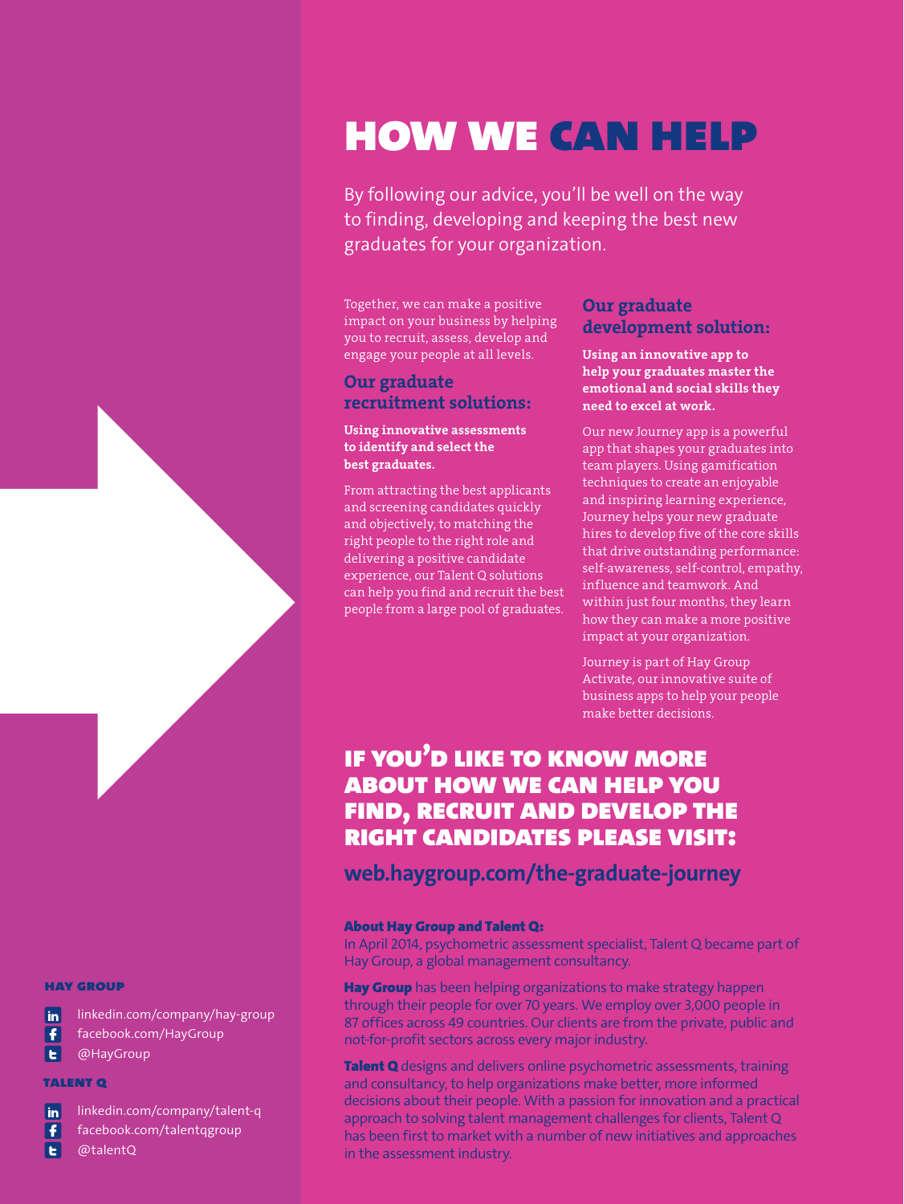# HOW WE CAN HELP

By following our advice, you'll be well on the way to finding, developing and keeping the best new graduates for your organization.

Together, we can make a positive impact on your business by helping you to recruit, assess, develop and engage your people at all levels.

## Our graduate recruitment solutions:

**Using innovative assessments to identify and select the best graduates.**

From attracting the best applicants and screening candidates quickly and objectively, to matching the right people to the right role and delivering a positive candidate experience, our Talent Q solutions can help you find and recruit the best people from a large pool of graduates.

## Our graduate development solution:

**Using an innovative app to help your graduates master the emotional and social skills they need to excel at work.**

Our new Journey app is a powerful app that shapes your graduates into team players. Using gamification techniques to create an enjoyable and inspiring learning experience, Journey helps your new graduate hires to develop five of the core skills that drive outstanding performance: self-awareness, self-control, empathy, influence and teamwork. And within just four months, they learn how they can make a more positive impact at your organization.

Journey is part of Hay Group Activate, our innovative suite of business apps to help your people make better decisions.

## IF YOU'D LIKE TO KNOW MORE ABOUT HOW WE CAN HELP YOU FIND, RECRUIT AND DEVELOP THE RIGHT CANDIDATES PLEASE VISIT:

**web.haygroup.com/the-graduate-journey**

**About Hay Group and Talent Q:**
In April 2014, psychometric assessment specialist, Talent Q became part of Hay Group, a global management consultancy.

**Hay Group** has been helping organizations to make strategy happen through their people for over 70 years. We employ over 3,000 people in 87 offices across 49 countries. Our clients are from the private, public and not-for-profit sectors across every major industry.

**Talent Q** designs and delivers online psychometric assessments, training and consultancy, to help organizations make better, more informed decisions about their people. With a passion for innovation and a practical approach to solving talent management challenges for clients, Talent Q has been first to market with a number of new initiatives and approaches in the assessment industry.

**HAY GROUP**

- linkedin.com/company/hay-group
- facebook.com/HayGroup
- @HayGroup

**TALENT Q**

- linkedin.com/company/talent-q
- facebook.com/talentqgroup
- @talentQ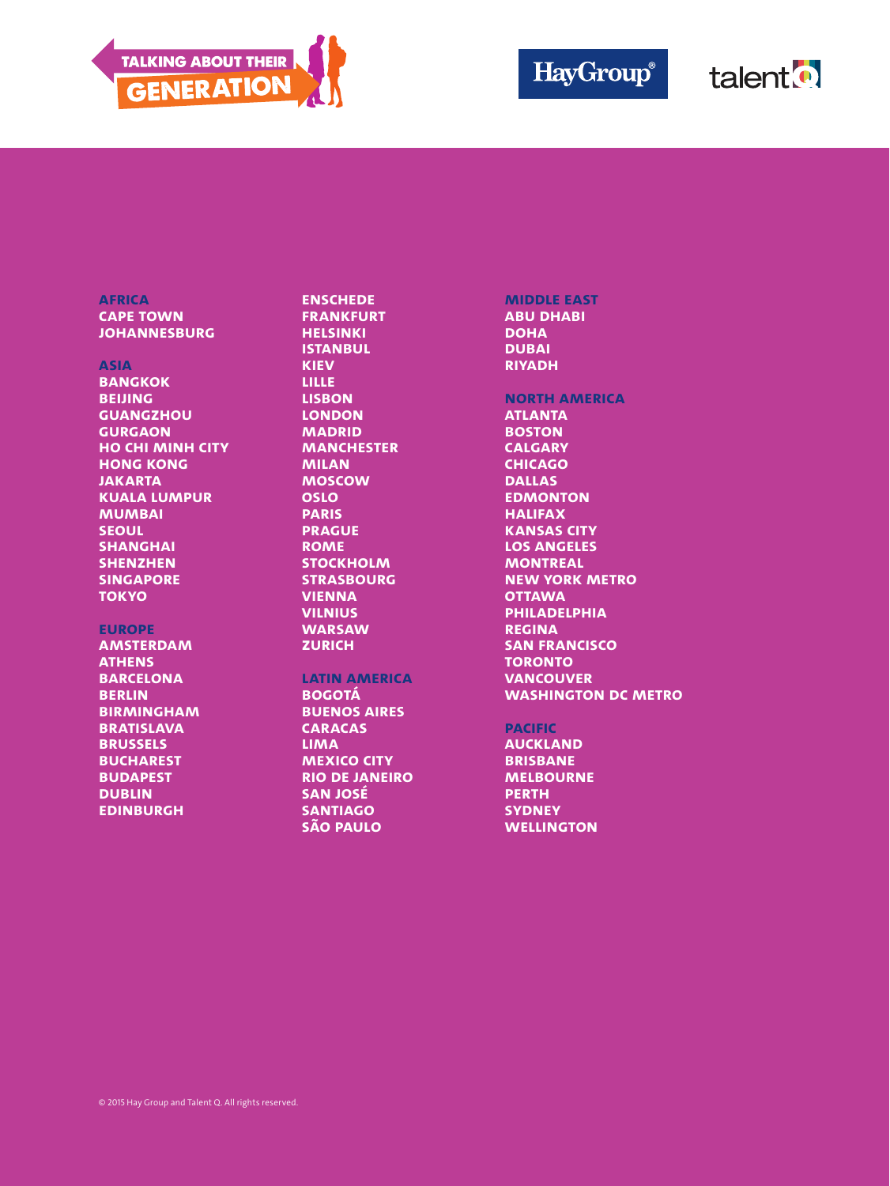TALKING ABOUT THEIR GENERATION

HayGroup®

talent Q

**AFRICA**
CAPE TOWN
JOHANNESBURG

**ASIA**
BANGKOK
BEIJING
GUANGZHOU
GURGAON
HO CHI MINH CITY
HONG KONG
JAKARTA
KUALA LUMPUR
MUMBAI
SEOUL
SHANGHAI
SHENZHEN
SINGAPORE
TOKYO

**EUROPE**
AMSTERDAM
ATHENS
BARCELONA
BERLIN
BIRMINGHAM
BRATISLAVA
BRUSSELS
BUCHAREST
BUDAPEST
DUBLIN
EDINBURGH
ENSCHEDE
FRANKFURT
HELSINKI
ISTANBUL
KIEV
LILLE
LISBON
LONDON
MADRID
MANCHESTER
MILAN
MOSCOW
OSLO
PARIS
PRAGUE
ROME
STOCKHOLM
STRASBOURG
VIENNA
VILNIUS
WARSAW
ZURICH

**LATIN AMERICA**
BOGOTÁ
BUENOS AIRES
CARACAS
LIMA
MEXICO CITY
RIO DE JANEIRO
SAN JOSÉ
SANTIAGO
SÃO PAULO

**MIDDLE EAST**
ABU DHABI
DOHA
DUBAI
RIYADH

**NORTH AMERICA**
ATLANTA
BOSTON
CALGARY
CHICAGO
DALLAS
EDMONTON
HALIFAX
KANSAS CITY
LOS ANGELES
MONTREAL
NEW YORK METRO
OTTAWA
PHILADELPHIA
REGINA
SAN FRANCISCO
TORONTO
VANCOUVER
WASHINGTON DC METRO

**PACIFIC**
AUCKLAND
BRISBANE
MELBOURNE
PERTH
SYDNEY
WELLINGTON

© 2015 Hay Group and Talent Q. All rights reserved.